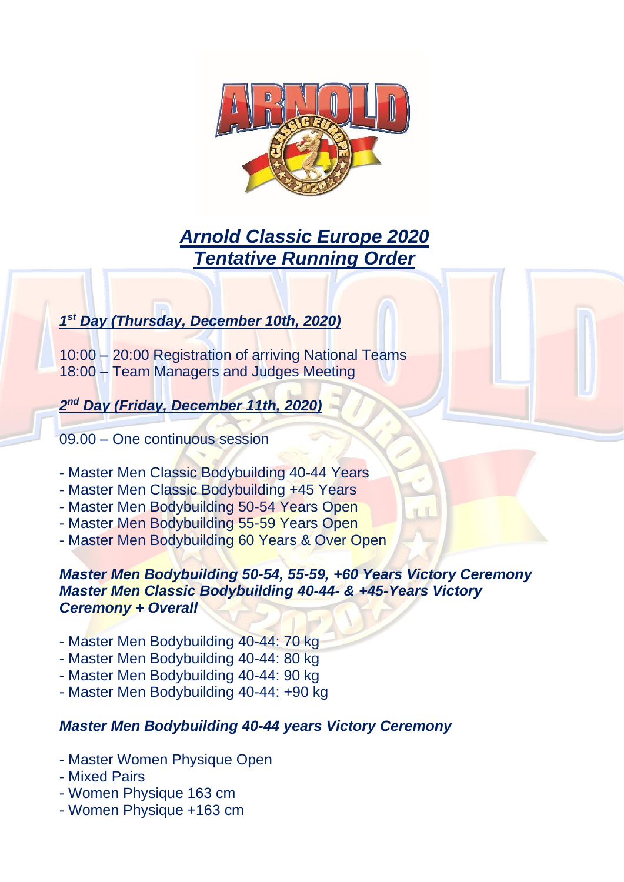# ***Arnold Classic Europe 2020***
# ***Tentative Running Order***

***1st Day (Thursday, December 10th, 2020)***

10:00 – 20:00 Registration of arriving National Teams
18:00 – Team Managers and Judges Meeting

***2nd Day (Friday, December 11th, 2020)***

09.00 – One continuous session

- Master Men Classic Bodybuilding 40-44 Years
- Master Men Classic Bodybuilding +45 Years
- Master Men Bodybuilding 50-54 Years Open
- Master Men Bodybuilding 55-59 Years Open
- Master Men Bodybuilding 60 Years & Over Open

***Master Men Bodybuilding 50-54, 55-59, +60 Years Victory Ceremony***
***Master Men Classic Bodybuilding 40-44- & +45-Years Victory Ceremony + Overall***

- Master Men Bodybuilding 40-44: 70 kg
- Master Men Bodybuilding 40-44: 80 kg
- Master Men Bodybuilding 40-44: 90 kg
- Master Men Bodybuilding 40-44: +90 kg

***Master Men Bodybuilding 40-44 years Victory Ceremony***

- Master Women Physique Open
- Mixed Pairs
- Women Physique 163 cm
- Women Physique +163 cm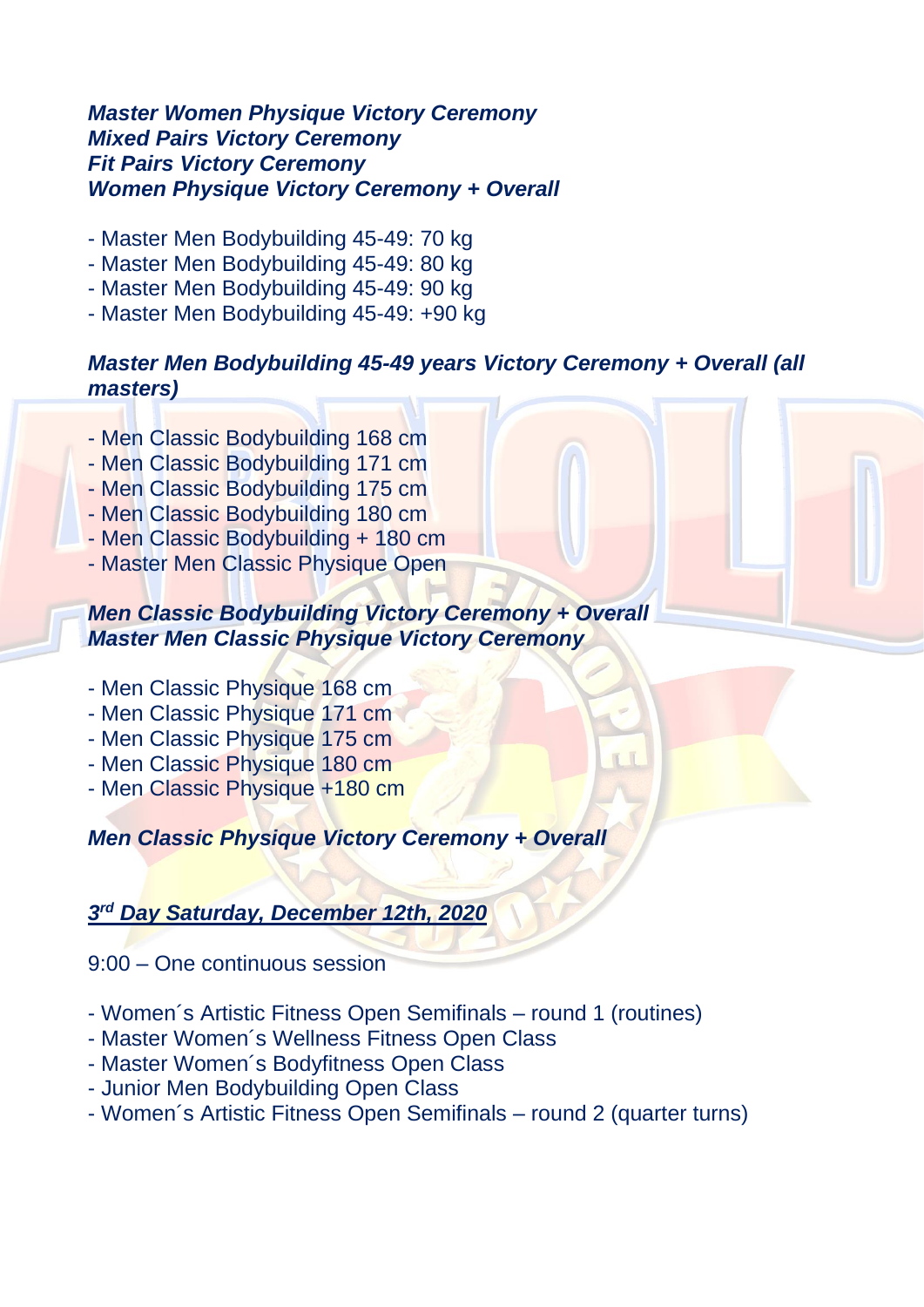***Master Women Physique Victory Ceremony***
***Mixed Pairs Victory Ceremony***
***Fit Pairs Victory Ceremony***
***Women Physique Victory Ceremony + Overall***

- Master Men Bodybuilding 45-49: 70 kg
- Master Men Bodybuilding 45-49: 80 kg
- Master Men Bodybuilding 45-49: 90 kg
- Master Men Bodybuilding 45-49: +90 kg

***Master Men Bodybuilding 45-49 years Victory Ceremony + Overall (all masters)***

- Men Classic Bodybuilding 168 cm
- Men Classic Bodybuilding 171 cm
- Men Classic Bodybuilding 175 cm
- Men Classic Bodybuilding 180 cm
- Men Classic Bodybuilding + 180 cm
- Master Men Classic Physique Open

***Men Classic Bodybuilding Victory Ceremony + Overall***
***Master Men Classic Physique Victory Ceremony***

- Men Classic Physique 168 cm
- Men Classic Physique 171 cm
- Men Classic Physique 175 cm
- Men Classic Physique 180 cm
- Men Classic Physique +180 cm

***Men Classic Physique Victory Ceremony + Overall***

## ***3rd Day Saturday, December 12th, 2020***

9:00 – One continuous session

- Women´s Artistic Fitness Open Semifinals – round 1 (routines)
- Master Women´s Wellness Fitness Open Class
- Master Women´s Bodyfitness Open Class
- Junior Men Bodybuilding Open Class
- Women´s Artistic Fitness Open Semifinals – round 2 (quarter turns)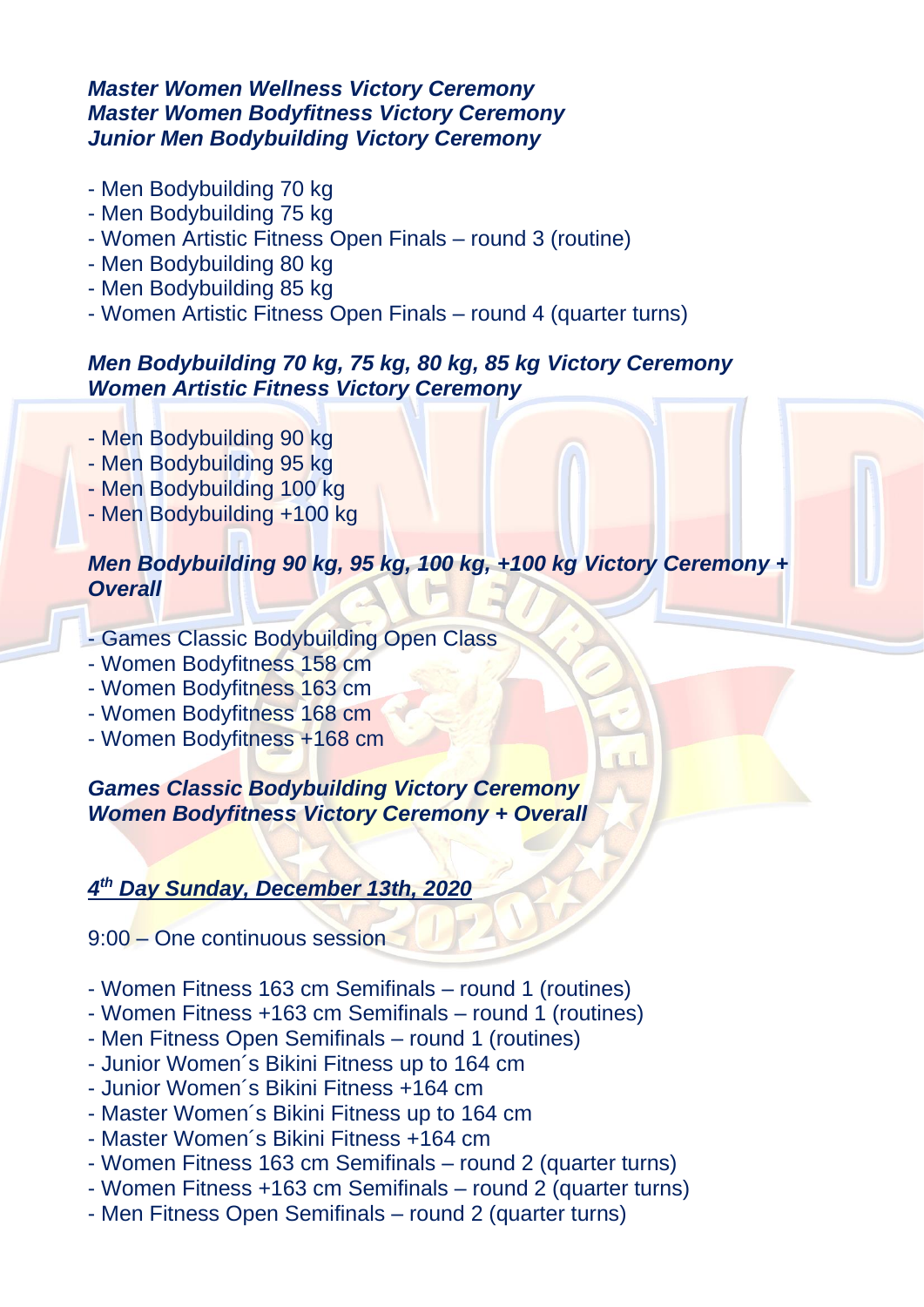***Master Women Wellness Victory Ceremony***
***Master Women Bodyfitness Victory Ceremony***
***Junior Men Bodybuilding Victory Ceremony***

- Men Bodybuilding 70 kg
- Men Bodybuilding 75 kg
- Women Artistic Fitness Open Finals – round 3 (routine)
- Men Bodybuilding 80 kg
- Men Bodybuilding 85 kg
- Women Artistic Fitness Open Finals – round 4 (quarter turns)

***Men Bodybuilding 70 kg, 75 kg, 80 kg, 85 kg Victory Ceremony***
***Women Artistic Fitness Victory Ceremony***

- Men Bodybuilding 90 kg
- Men Bodybuilding 95 kg
- Men Bodybuilding 100 kg
- Men Bodybuilding +100 kg

***Men Bodybuilding 90 kg, 95 kg, 100 kg, +100 kg Victory Ceremony + Overall***

- Games Classic Bodybuilding Open Class
- Women Bodyfitness 158 cm
- Women Bodyfitness 163 cm
- Women Bodyfitness 168 cm
- Women Bodyfitness +168 cm

***Games Classic Bodybuilding Victory Ceremony***
***Women Bodyfitness Victory Ceremony + Overall***

## ***4th Day Sunday, December 13th, 2020***

9:00 – One continuous session

- Women Fitness 163 cm Semifinals – round 1 (routines)
- Women Fitness +163 cm Semifinals – round 1 (routines)
- Men Fitness Open Semifinals – round 1 (routines)
- Junior Women´s Bikini Fitness up to 164 cm
- Junior Women´s Bikini Fitness +164 cm
- Master Women´s Bikini Fitness up to 164 cm
- Master Women´s Bikini Fitness +164 cm
- Women Fitness 163 cm Semifinals – round 2 (quarter turns)
- Women Fitness +163 cm Semifinals – round 2 (quarter turns)
- Men Fitness Open Semifinals – round 2 (quarter turns)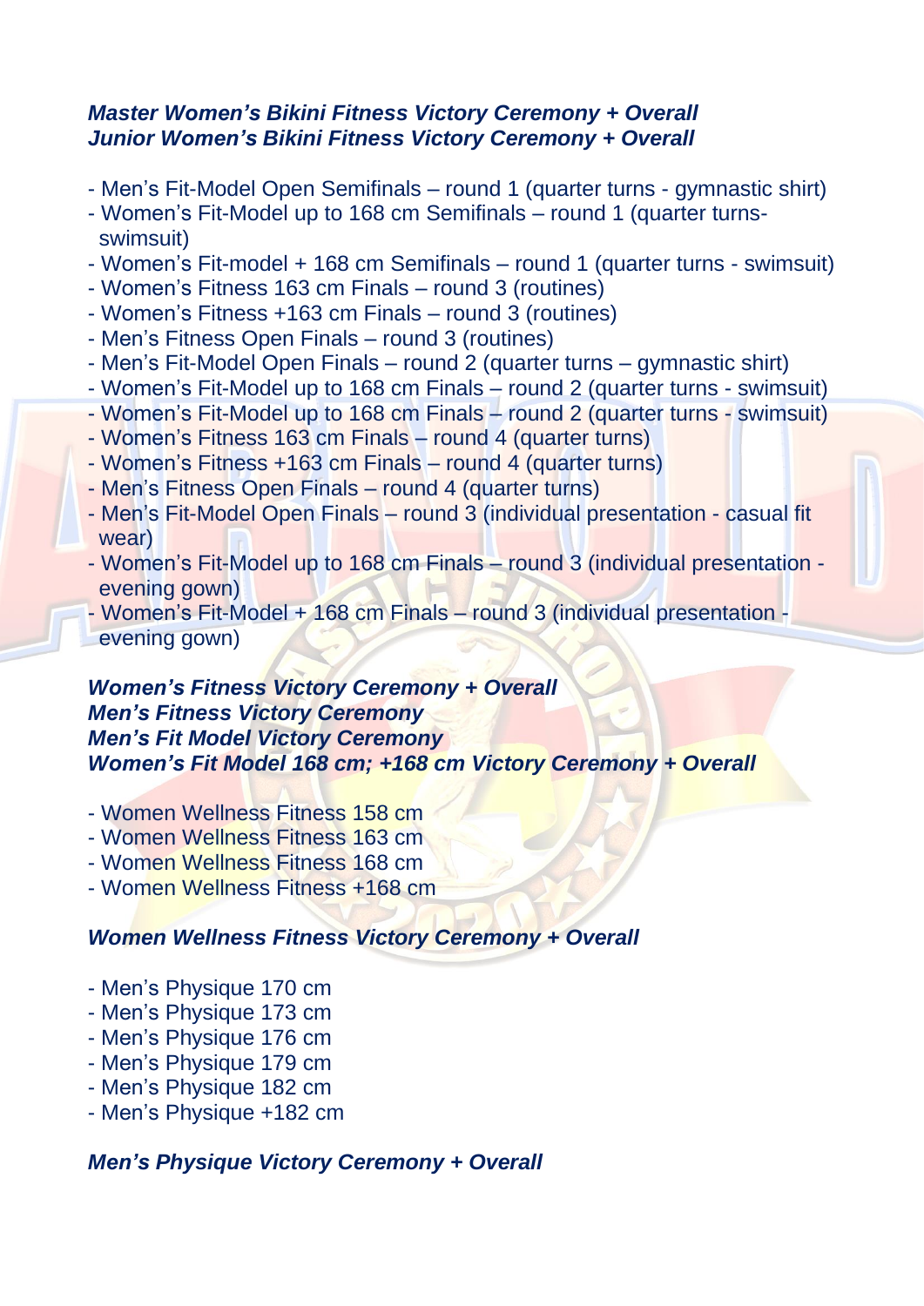***Master Women's Bikini Fitness Victory Ceremony + Overall***
***Junior Women's Bikini Fitness Victory Ceremony + Overall***

- Men's Fit-Model Open Semifinals – round 1 (quarter turns - gymnastic shirt)
- Women's Fit-Model up to 168 cm Semifinals – round 1 (quarter turns- swimsuit)
- Women's Fit-model + 168 cm Semifinals – round 1 (quarter turns - swimsuit)
- Women's Fitness 163 cm Finals – round 3 (routines)
- Women's Fitness +163 cm Finals – round 3 (routines)
- Men's Fitness Open Finals – round 3 (routines)
- Men's Fit-Model Open Finals – round 2 (quarter turns – gymnastic shirt)
- Women's Fit-Model up to 168 cm Finals – round 2 (quarter turns - swimsuit)
- Women's Fit-Model up to 168 cm Finals – round 2 (quarter turns - swimsuit)
- Women's Fitness 163 cm Finals – round 4 (quarter turns)
- Women's Fitness +163 cm Finals – round 4 (quarter turns)
- Men's Fitness Open Finals – round 4 (quarter turns)
- Men's Fit-Model Open Finals – round 3 (individual presentation - casual fit wear)
- Women's Fit-Model up to 168 cm Finals – round 3 (individual presentation - evening gown)
- Women's Fit-Model + 168 cm Finals – round 3 (individual presentation - evening gown)

***Women's Fitness Victory Ceremony + Overall***
***Men's Fitness Victory Ceremony***
***Men's Fit Model Victory Ceremony***
***Women's Fit Model 168 cm; +168 cm Victory Ceremony + Overall***

- Women Wellness Fitness 158 cm
- Women Wellness Fitness 163 cm
- Women Wellness Fitness 168 cm
- Women Wellness Fitness +168 cm

***Women Wellness Fitness Victory Ceremony + Overall***

- Men's Physique 170 cm
- Men's Physique 173 cm
- Men's Physique 176 cm
- Men's Physique 179 cm
- Men's Physique 182 cm
- Men's Physique +182 cm

***Men's Physique Victory Ceremony + Overall***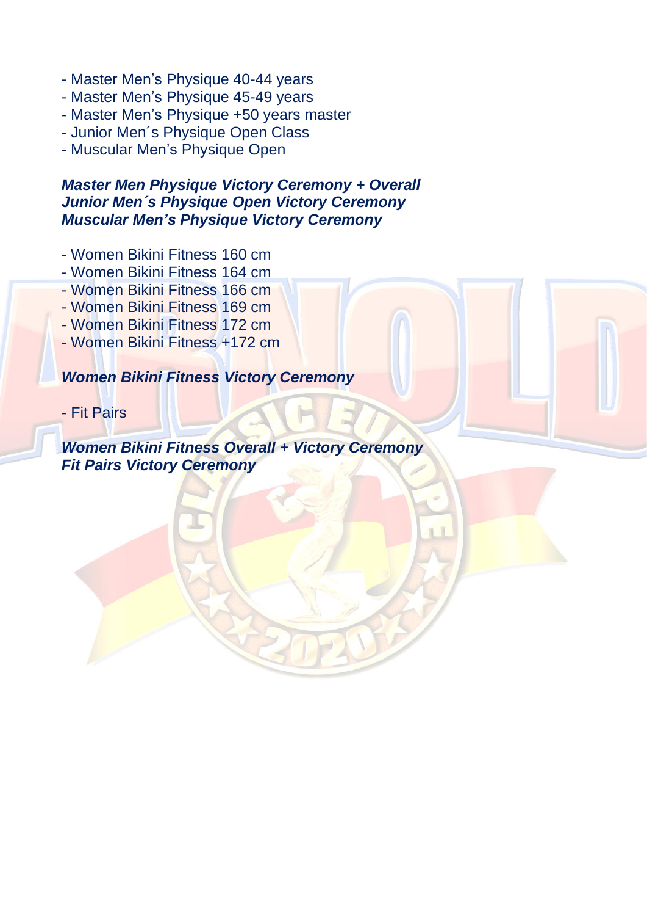- Master Men’s Physique 40-44 years
- Master Men’s Physique 45-49 years
- Master Men’s Physique +50 years master
- Junior Men´s Physique Open Class
- Muscular Men’s Physique Open

***Master Men Physique Victory Ceremony + Overall***
***Junior Men´s Physique Open Victory Ceremony***
***Muscular Men’s Physique Victory Ceremony***

- Women Bikini Fitness 160 cm
- Women Bikini Fitness 164 cm
- Women Bikini Fitness 166 cm
- Women Bikini Fitness 169 cm
- Women Bikini Fitness 172 cm
- Women Bikini Fitness +172 cm

***Women Bikini Fitness Victory Ceremony***

- Fit Pairs

***Women Bikini Fitness Overall + Victory Ceremony***
***Fit Pairs Victory Ceremony***